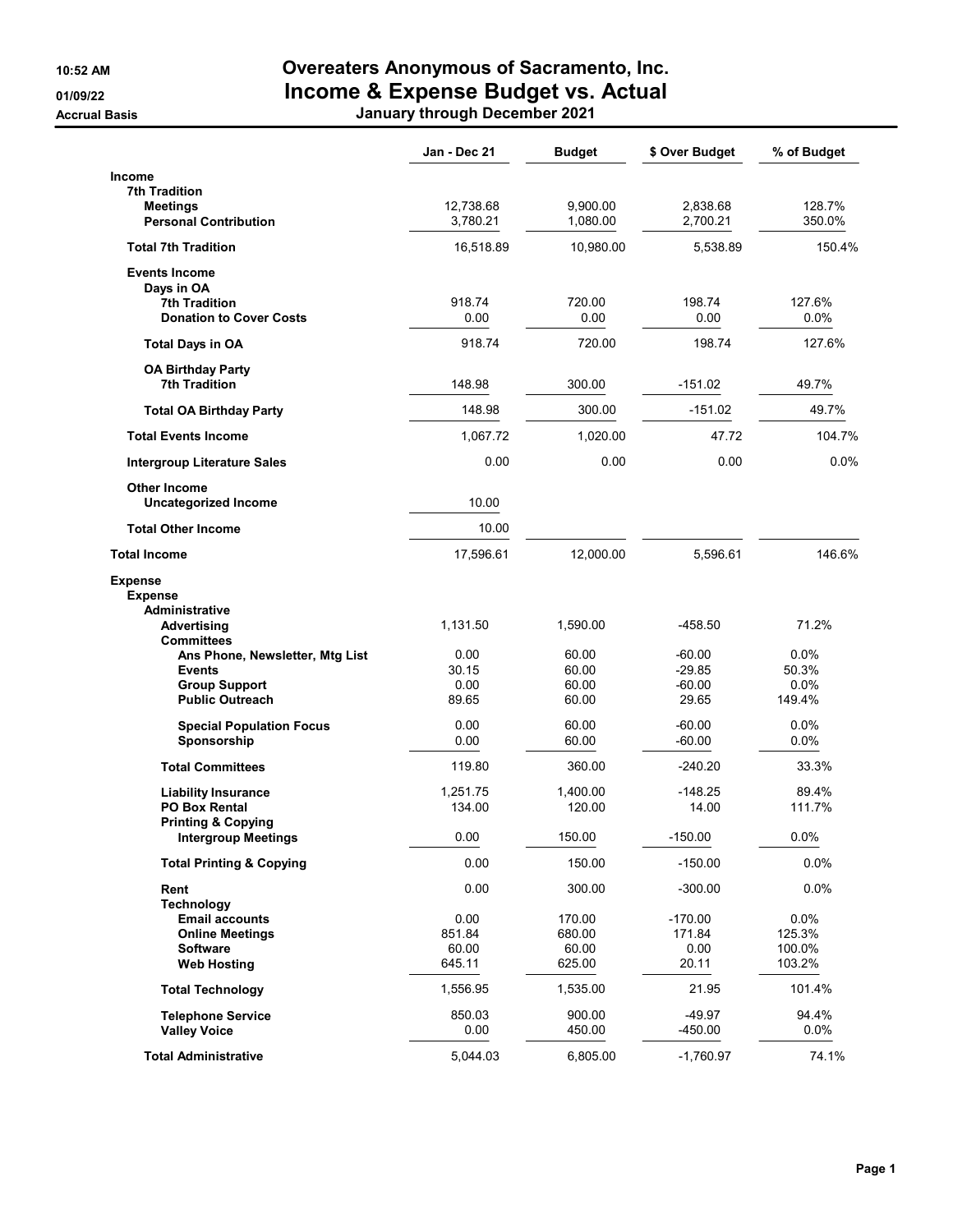# Overeaters Anonymous of Sacramento, Inc.

## Income & Expense Budget vs. Actual

10:52 AM
01/09/22
Accrual Basis

**January through December 2021**

| | Jan - Dec 21 | Budget | $ Over Budget | % of Budget |
|---|---|---|---|---|
| **Income** | | | | |
| **7th Tradition** | | | | |
| **Meetings** | 12,738.68 | 9,900.00 | 2,838.68 | 128.7% |
| **Personal Contribution** | 3,780.21 | 1,080.00 | 2,700.21 | 350.0% |
| **Total 7th Tradition** | 16,518.89 | 10,980.00 | 5,538.89 | 150.4% |
| **Events Income** | | | | |
| **Days in OA** | | | | |
| **7th Tradition** | 918.74 | 720.00 | 198.74 | 127.6% |
| **Donation to Cover Costs** | 0.00 | 0.00 | 0.00 | 0.0% |
| **Total Days in OA** | 918.74 | 720.00 | 198.74 | 127.6% |
| **OA Birthday Party** | | | | |
| **7th Tradition** | 148.98 | 300.00 | -151.02 | 49.7% |
| **Total OA Birthday Party** | 148.98 | 300.00 | -151.02 | 49.7% |
| **Total Events Income** | 1,067.72 | 1,020.00 | 47.72 | 104.7% |
| **Intergroup Literature Sales** | 0.00 | 0.00 | 0.00 | 0.0% |
| **Other Income** | | | | |
| **Uncategorized Income** | 10.00 | | | |
| **Total Other Income** | 10.00 | | | |
| **Total Income** | 17,596.61 | 12,000.00 | 5,596.61 | 146.6% |
| **Expense** | | | | |
| **Expense** | | | | |
| **Administrative** | | | | |
| **Advertising** | 1,131.50 | 1,590.00 | -458.50 | 71.2% |
| **Committees** | | | | |
| **Ans Phone, Newsletter, Mtg List** | 0.00 | 60.00 | -60.00 | 0.0% |
| **Events** | 30.15 | 60.00 | -29.85 | 50.3% |
| **Group Support** | 0.00 | 60.00 | -60.00 | 0.0% |
| **Public Outreach** | 89.65 | 60.00 | 29.65 | 149.4% |
| **Special Population Focus** | 0.00 | 60.00 | -60.00 | 0.0% |
| **Sponsorship** | 0.00 | 60.00 | -60.00 | 0.0% |
| **Total Committees** | 119.80 | 360.00 | -240.20 | 33.3% |
| **Liability Insurance** | 1,251.75 | 1,400.00 | -148.25 | 89.4% |
| **PO Box Rental** | 134.00 | 120.00 | 14.00 | 111.7% |
| **Printing & Copying** | | | | |
| **Intergroup Meetings** | 0.00 | 150.00 | -150.00 | 0.0% |
| **Total Printing & Copying** | 0.00 | 150.00 | -150.00 | 0.0% |
| **Rent** | 0.00 | 300.00 | -300.00 | 0.0% |
| **Technology** | | | | |
| **Email accounts** | 0.00 | 170.00 | -170.00 | 0.0% |
| **Online Meetings** | 851.84 | 680.00 | 171.84 | 125.3% |
| **Software** | 60.00 | 60.00 | 0.00 | 100.0% |
| **Web Hosting** | 645.11 | 625.00 | 20.11 | 103.2% |
| **Total Technology** | 1,556.95 | 1,535.00 | 21.95 | 101.4% |
| **Telephone Service** | 850.03 | 900.00 | -49.97 | 94.4% |
| **Valley Voice** | 0.00 | 450.00 | -450.00 | 0.0% |
| **Total Administrative** | 5,044.03 | 6,805.00 | -1,760.97 | 74.1% |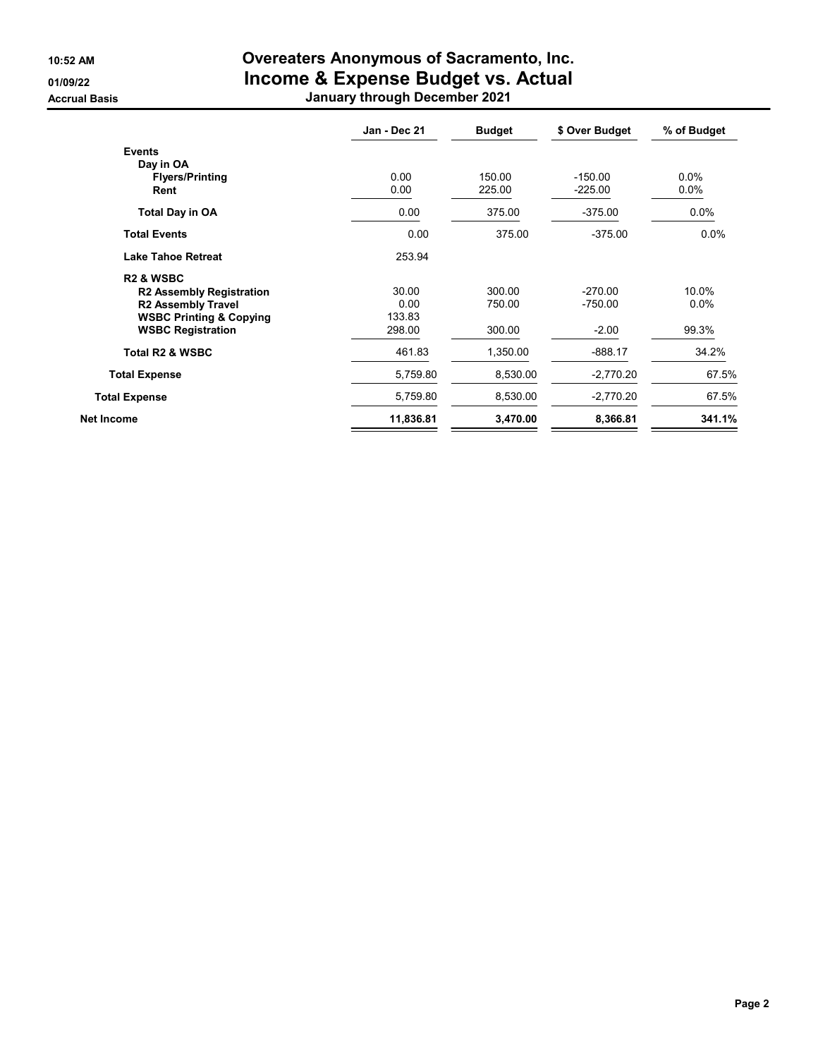# Overeaters Anonymous of Sacramento, Inc.
## Income & Expense Budget vs. Actual
### January through December 2021

10:52 AM
01/09/22
Accrual Basis

| | Jan - Dec 21 | Budget | $ Over Budget | % of Budget |
|---|---|---|---|---|
| **Events** | | | | |
| **Day in OA** | | | | |
| **Flyers/Printing** | 0.00 | 150.00 | -150.00 | 0.0% |
| **Rent** | 0.00 | 225.00 | -225.00 | 0.0% |
| **Total Day in OA** | 0.00 | 375.00 | -375.00 | 0.0% |
| **Total Events** | 0.00 | 375.00 | -375.00 | 0.0% |
| **Lake Tahoe Retreat** | 253.94 | | | |
| **R2 & WSBC** | | | | |
| **R2 Assembly Registration** | 30.00 | 300.00 | -270.00 | 10.0% |
| **R2 Assembly Travel** | 0.00 | 750.00 | -750.00 | 0.0% |
| **WSBC Printing & Copying** | 133.83 | | | |
| **WSBC Registration** | 298.00 | 300.00 | -2.00 | 99.3% |
| **Total R2 & WSBC** | 461.83 | 1,350.00 | -888.17 | 34.2% |
| **Total Expense** | 5,759.80 | 8,530.00 | -2,770.20 | 67.5% |
| **Total Expense** | 5,759.80 | 8,530.00 | -2,770.20 | 67.5% |
| **Net Income** | **11,836.81** | **3,470.00** | **8,366.81** | **341.1%** |